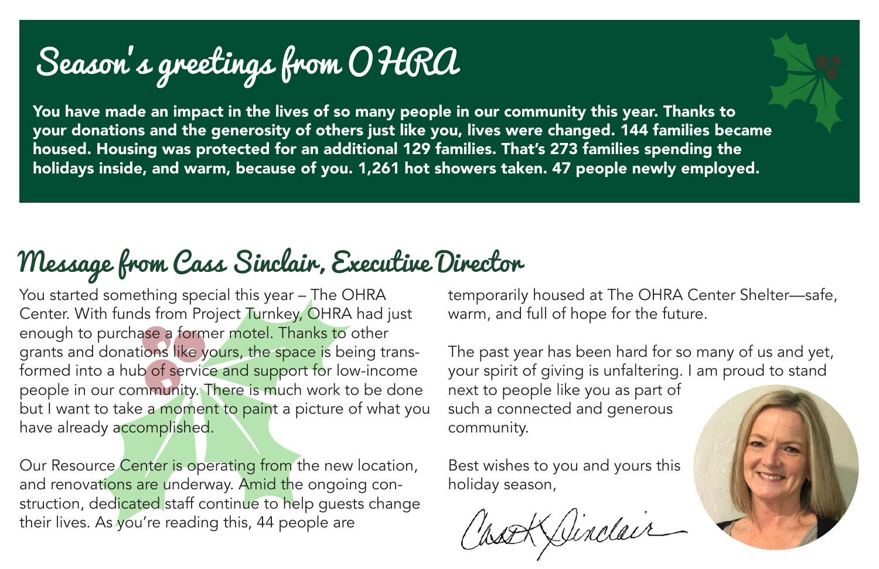# Season's greetings from OHRA

**You have made an impact in the lives of so many people in our community this year. Thanks to your donations and the generosity of others just like you, lives were changed. 144 families became housed. Housing was protected for an additional 129 families. That's 273 families spending the holidays inside, and warm, because of you. 1,261 hot showers taken. 47 people newly employed.**

## Message from Cass Sinclair, Executive Director

You started something special this year – The OHRA Center. With funds from Project Turnkey, OHRA had just enough to purchase a former motel. Thanks to other grants and donations like yours, the space is being transformed into a hub of service and support for low-income people in our community. There is much work to be done but I want to take a moment to paint a picture of what you have already accomplished.

Our Resource Center is operating from the new location, and renovations are underway. Amid the ongoing construction, dedicated staff continue to help guests change their lives. As you're reading this, 44 people are temporarily housed at The OHRA Center Shelter—safe, warm, and full of hope for the future.

The past year has been hard for so many of us and yet, your spirit of giving is unfaltering. I am proud to stand next to people like you as part of such a connected and generous community.

Best wishes to you and yours this holiday season,

Cass K Sinclair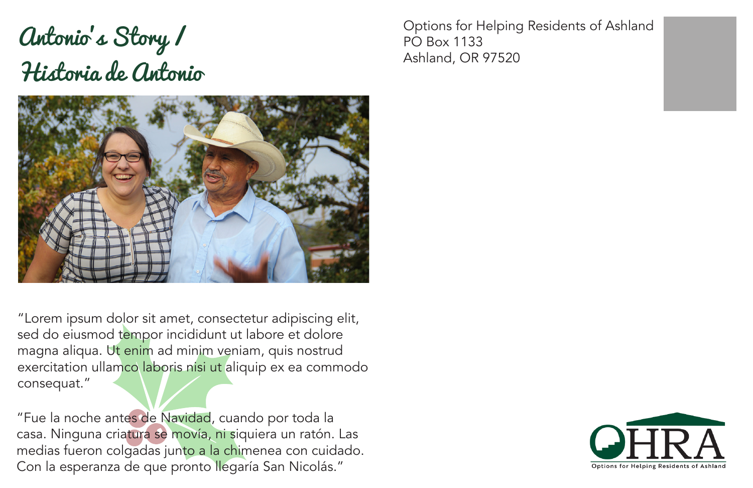# Antonio's Story / Historia de Antonio

Options for Helping Residents of Ashland
PO Box 1133
Ashland, OR 97520

"Lorem ipsum dolor sit amet, consectetur adipiscing elit, sed do eiusmod tempor incididunt ut labore et dolore magna aliqua. Ut enim ad minim veniam, quis nostrud exercitation ullamco laboris nisi ut aliquip ex ea commodo consequat."

"Fue la noche antes de Navidad, cuando por toda la casa. Ninguna criatura se movía, ni siquiera un ratón. Las medias fueron colgadas junto a la chimenea con cuidado. Con la esperanza de que pronto llegaría San Nicolás."

OHRA
Options for Helping Residents of Ashland